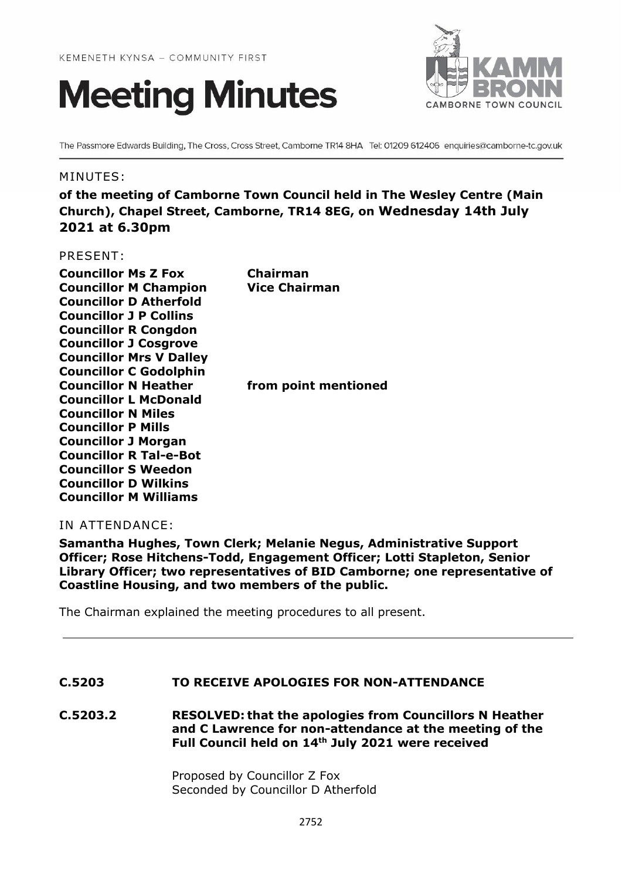KEMENETH KYNSA – COMMUNITY FIRST

# Meeting Minutes

KAMM BRONN
CAMBORNE TOWN COUNCIL

The Passmore Edwards Building, The Cross, Cross Street, Camborne TR14 8HA Tel: 01209 612406 enquiries@camborne-tc.gov.uk

MINUTES:

**of the meeting of Camborne Town Council held in The Wesley Centre (Main Church), Chapel Street, Camborne, TR14 8EG, on Wednesday 14th July 2021 at 6.30pm**

PRESENT:

| | |
|---|---|
| **Councillor Ms Z Fox** | **Chairman** |
| **Councillor M Champion** | **Vice Chairman** |
| **Councillor D Atherfold** | |
| **Councillor J P Collins** | |
| **Councillor R Congdon** | |
| **Councillor J Cosgrove** | |
| **Councillor Mrs V Dalley** | |
| **Councillor C Godolphin** | |
| **Councillor N Heather** | **from point mentioned** |
| **Councillor L McDonald** | |
| **Councillor N Miles** | |
| **Councillor P Mills** | |
| **Councillor J Morgan** | |
| **Councillor R Tal-e-Bot** | |
| **Councillor S Weedon** | |
| **Councillor D Wilkins** | |
| **Councillor M Williams** | |

IN ATTENDANCE:

**Samantha Hughes, Town Clerk; Melanie Negus, Administrative Support Officer; Rose Hitchens-Todd, Engagement Officer; Lotti Stapleton, Senior Library Officer; two representatives of BID Camborne; one representative of Coastline Housing, and two members of the public.**

The Chairman explained the meeting procedures to all present.

---

**C.5203 TO RECEIVE APOLOGIES FOR NON-ATTENDANCE**

**C.5203.2 RESOLVED: that the apologies from Councillors N Heather and C Lawrence for non-attendance at the meeting of the Full Council held on 14th July 2021 were received**

Proposed by Councillor Z Fox
Seconded by Councillor D Atherfold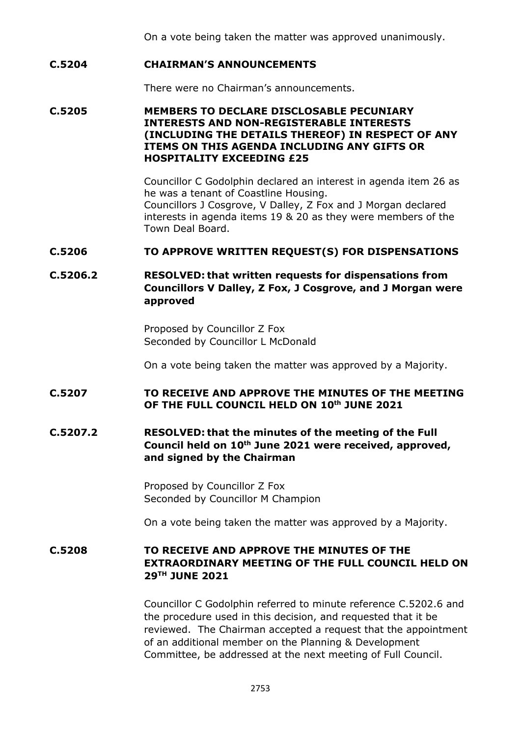On a vote being taken the matter was approved unanimously.

**C.5204 CHAIRMAN'S ANNOUNCEMENTS**

There were no Chairman's announcements.

**C.5205 MEMBERS TO DECLARE DISCLOSABLE PECUNIARY INTERESTS AND NON-REGISTERABLE INTERESTS (INCLUDING THE DETAILS THEREOF) IN RESPECT OF ANY ITEMS ON THIS AGENDA INCLUDING ANY GIFTS OR HOSPITALITY EXCEEDING £25**

Councillor C Godolphin declared an interest in agenda item 26 as he was a tenant of Coastline Housing.
Councillors J Cosgrove, V Dalley, Z Fox and J Morgan declared interests in agenda items 19 & 20 as they were members of the Town Deal Board.

**C.5206 TO APPROVE WRITTEN REQUEST(S) FOR DISPENSATIONS**

**C.5206.2 RESOLVED: that written requests for dispensations from Councillors V Dalley, Z Fox, J Cosgrove, and J Morgan were approved**

Proposed by Councillor Z Fox
Seconded by Councillor L McDonald

On a vote being taken the matter was approved by a Majority.

**C.5207 TO RECEIVE AND APPROVE THE MINUTES OF THE MEETING OF THE FULL COUNCIL HELD ON 10th JUNE 2021**

**C.5207.2 RESOLVED: that the minutes of the meeting of the Full Council held on 10th June 2021 were received, approved, and signed by the Chairman**

Proposed by Councillor Z Fox
Seconded by Councillor M Champion

On a vote being taken the matter was approved by a Majority.

**C.5208 TO RECEIVE AND APPROVE THE MINUTES OF THE EXTRAORDINARY MEETING OF THE FULL COUNCIL HELD ON 29TH JUNE 2021**

Councillor C Godolphin referred to minute reference C.5202.6 and the procedure used in this decision, and requested that it be reviewed. The Chairman accepted a request that the appointment of an additional member on the Planning & Development Committee, be addressed at the next meeting of Full Council.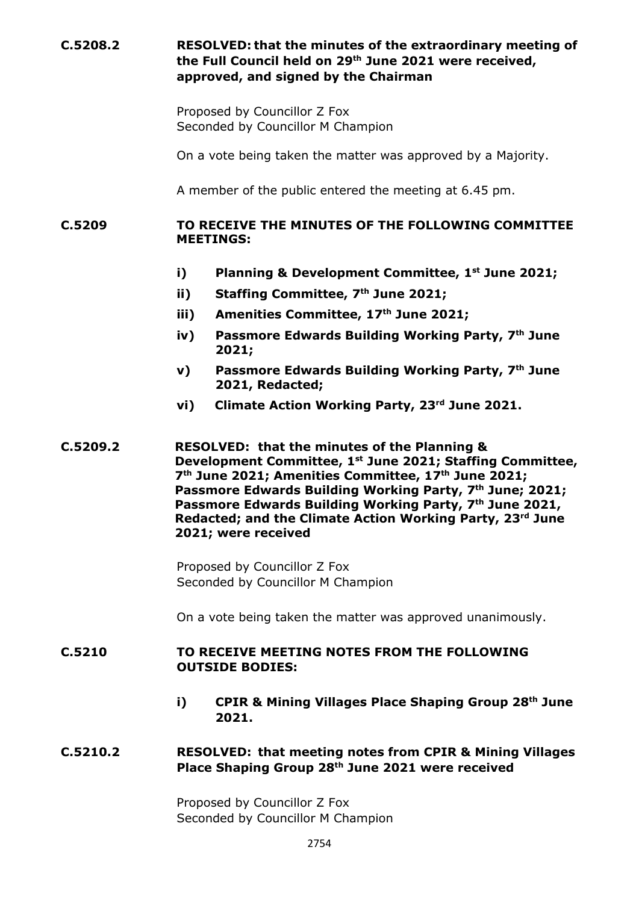**C.5208.2** **RESOLVED: that the minutes of the extraordinary meeting of the Full Council held on 29th June 2021 were received, approved, and signed by the Chairman**

Proposed by Councillor Z Fox
Seconded by Councillor M Champion

On a vote being taken the matter was approved by a Majority.

A member of the public entered the meeting at 6.45 pm.

**C.5209** **TO RECEIVE THE MINUTES OF THE FOLLOWING COMMITTEE MEETINGS:**

- **i) Planning & Development Committee, 1st June 2021;**
- **ii) Staffing Committee, 7th June 2021;**
- **iii) Amenities Committee, 17th June 2021;**
- **iv) Passmore Edwards Building Working Party, 7th June 2021;**
- **v) Passmore Edwards Building Working Party, 7th June 2021, Redacted;**
- **vi) Climate Action Working Party, 23rd June 2021.**

**C.5209.2** **RESOLVED: that the minutes of the Planning & Development Committee, 1st June 2021; Staffing Committee, 7th June 2021; Amenities Committee, 17th June 2021; Passmore Edwards Building Working Party, 7th June; 2021; Passmore Edwards Building Working Party, 7th June 2021, Redacted; and the Climate Action Working Party, 23rd June 2021; were received**

Proposed by Councillor Z Fox
Seconded by Councillor M Champion

On a vote being taken the matter was approved unanimously.

**C.5210** **TO RECEIVE MEETING NOTES FROM THE FOLLOWING OUTSIDE BODIES:**

- **i) CPIR & Mining Villages Place Shaping Group 28th June 2021.**

**C.5210.2** **RESOLVED: that meeting notes from CPIR & Mining Villages Place Shaping Group 28th June 2021 were received**

Proposed by Councillor Z Fox
Seconded by Councillor M Champion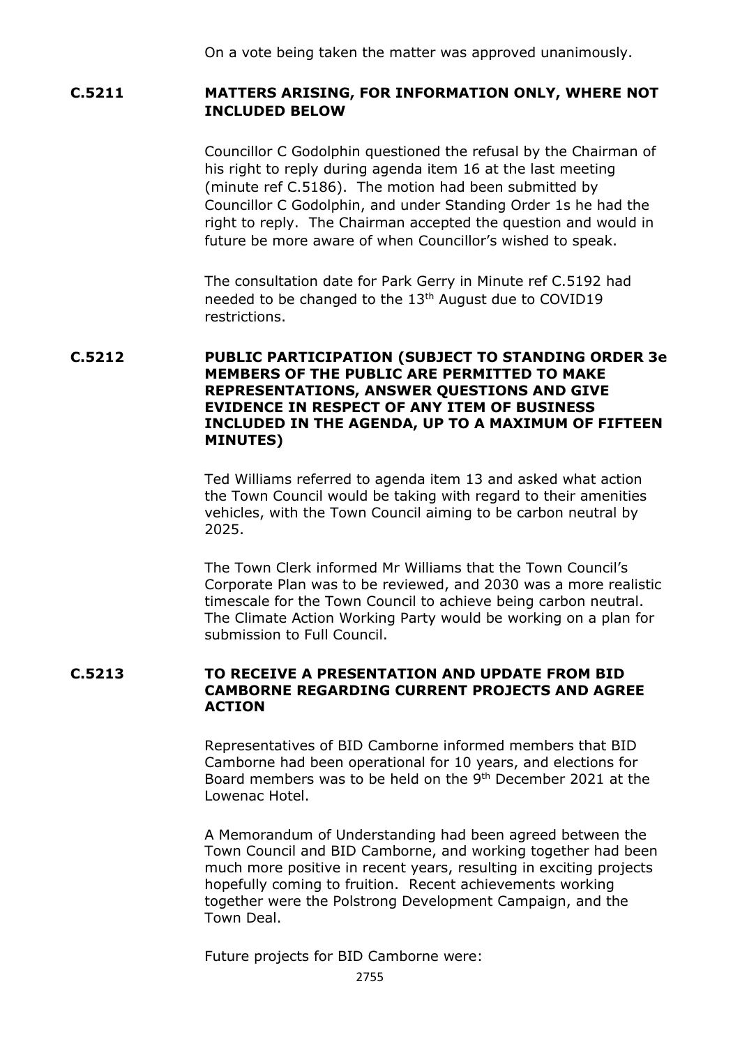On a vote being taken the matter was approved unanimously.

## C.5211 MATTERS ARISING, FOR INFORMATION ONLY, WHERE NOT INCLUDED BELOW

Councillor C Godolphin questioned the refusal by the Chairman of his right to reply during agenda item 16 at the last meeting (minute ref C.5186). The motion had been submitted by Councillor C Godolphin, and under Standing Order 1s he had the right to reply. The Chairman accepted the question and would in future be more aware of when Councillor's wished to speak.

The consultation date for Park Gerry in Minute ref C.5192 had needed to be changed to the 13th August due to COVID19 restrictions.

## C.5212 PUBLIC PARTICIPATION (SUBJECT TO STANDING ORDER 3e MEMBERS OF THE PUBLIC ARE PERMITTED TO MAKE REPRESENTATIONS, ANSWER QUESTIONS AND GIVE EVIDENCE IN RESPECT OF ANY ITEM OF BUSINESS INCLUDED IN THE AGENDA, UP TO A MAXIMUM OF FIFTEEN MINUTES)

Ted Williams referred to agenda item 13 and asked what action the Town Council would be taking with regard to their amenities vehicles, with the Town Council aiming to be carbon neutral by 2025.

The Town Clerk informed Mr Williams that the Town Council's Corporate Plan was to be reviewed, and 2030 was a more realistic timescale for the Town Council to achieve being carbon neutral. The Climate Action Working Party would be working on a plan for submission to Full Council.

## C.5213 TO RECEIVE A PRESENTATION AND UPDATE FROM BID CAMBORNE REGARDING CURRENT PROJECTS AND AGREE ACTION

Representatives of BID Camborne informed members that BID Camborne had been operational for 10 years, and elections for Board members was to be held on the 9th December 2021 at the Lowenac Hotel.

A Memorandum of Understanding had been agreed between the Town Council and BID Camborne, and working together had been much more positive in recent years, resulting in exciting projects hopefully coming to fruition. Recent achievements working together were the Polstrong Development Campaign, and the Town Deal.

Future projects for BID Camborne were: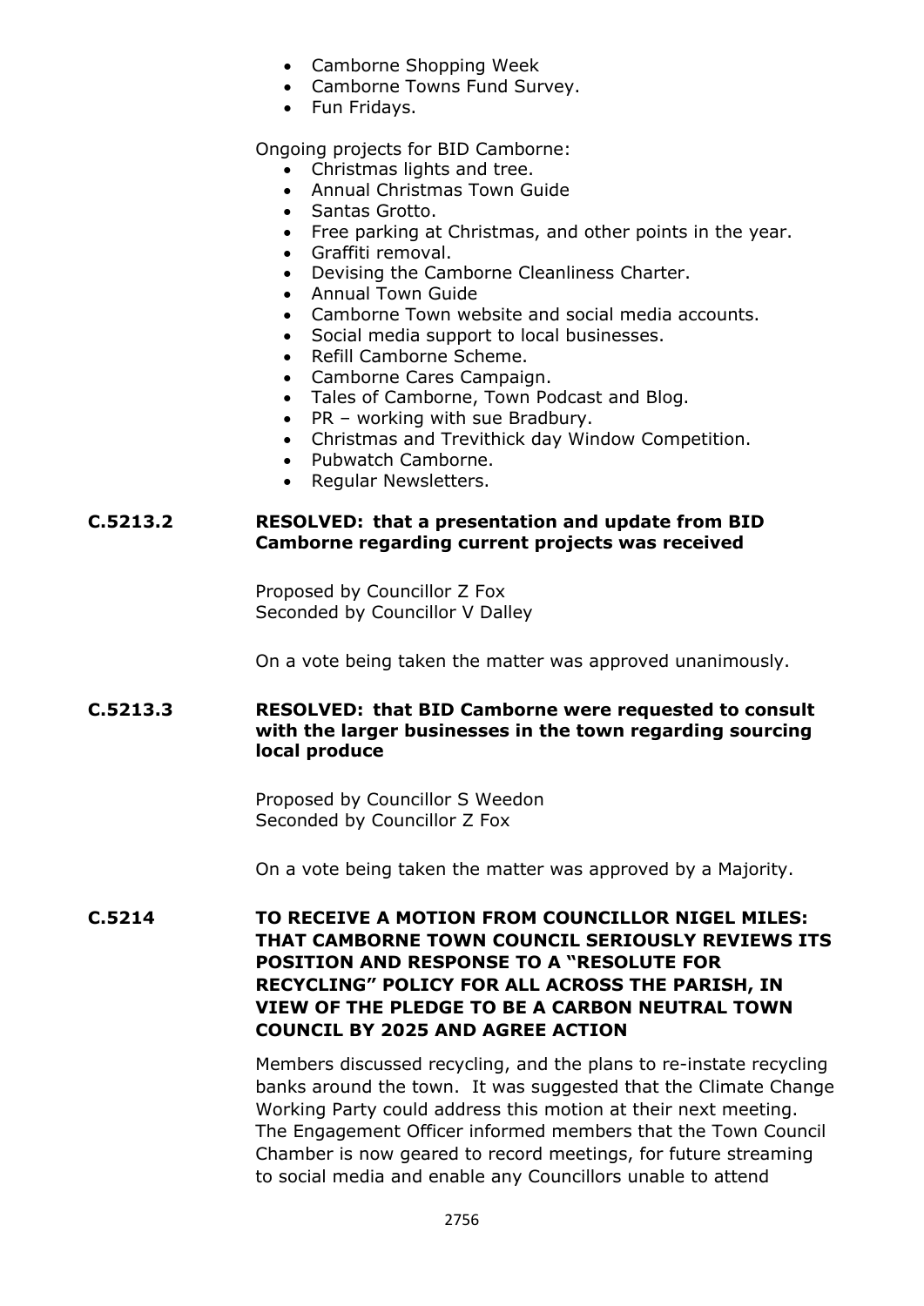- Camborne Shopping Week
- Camborne Towns Fund Survey.
- Fun Fridays.

Ongoing projects for BID Camborne:

- Christmas lights and tree.
- Annual Christmas Town Guide
- Santas Grotto.
- Free parking at Christmas, and other points in the year.
- Graffiti removal.
- Devising the Camborne Cleanliness Charter.
- Annual Town Guide
- Camborne Town website and social media accounts.
- Social media support to local businesses.
- Refill Camborne Scheme.
- Camborne Cares Campaign.
- Tales of Camborne, Town Podcast and Blog.
- PR – working with sue Bradbury.
- Christmas and Trevithick day Window Competition.
- Pubwatch Camborne.
- Regular Newsletters.

**C.5213.2 RESOLVED: that a presentation and update from BID Camborne regarding current projects was received**

Proposed by Councillor Z Fox
Seconded by Councillor V Dalley

On a vote being taken the matter was approved unanimously.

**C.5213.3 RESOLVED: that BID Camborne were requested to consult with the larger businesses in the town regarding sourcing local produce**

Proposed by Councillor S Weedon
Seconded by Councillor Z Fox

On a vote being taken the matter was approved by a Majority.

**C.5214 TO RECEIVE A MOTION FROM COUNCILLOR NIGEL MILES: THAT CAMBORNE TOWN COUNCIL SERIOUSLY REVIEWS ITS POSITION AND RESPONSE TO A "RESOLUTE FOR RECYCLING" POLICY FOR ALL ACROSS THE PARISH, IN VIEW OF THE PLEDGE TO BE A CARBON NEUTRAL TOWN COUNCIL BY 2025 AND AGREE ACTION**

Members discussed recycling, and the plans to re-instate recycling banks around the town. It was suggested that the Climate Change Working Party could address this motion at their next meeting. The Engagement Officer informed members that the Town Council Chamber is now geared to record meetings, for future streaming to social media and enable any Councillors unable to attend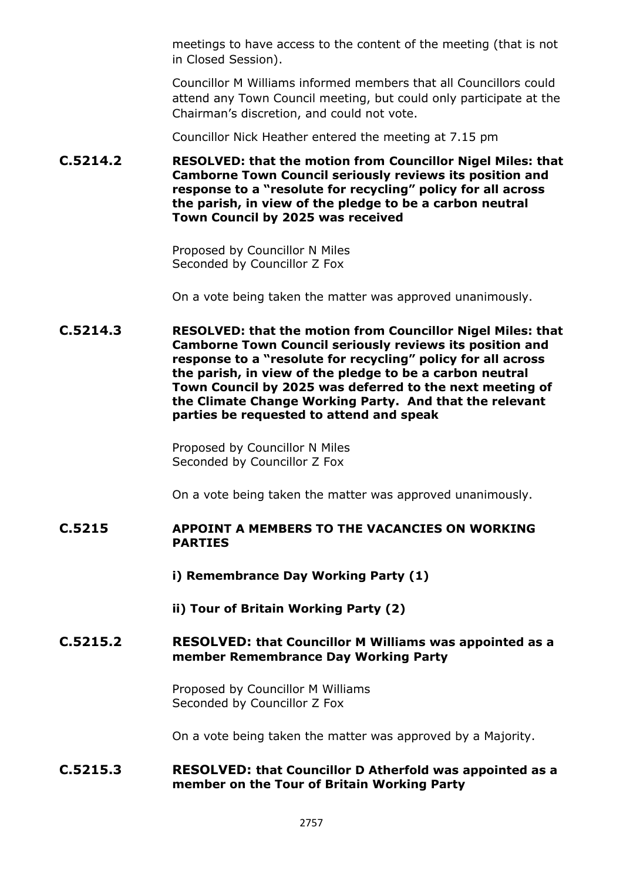meetings to have access to the content of the meeting (that is not in Closed Session).

Councillor M Williams informed members that all Councillors could attend any Town Council meeting, but could only participate at the Chairman's discretion, and could not vote.

Councillor Nick Heather entered the meeting at 7.15 pm

**C.5214.2 RESOLVED: that the motion from Councillor Nigel Miles: that Camborne Town Council seriously reviews its position and response to a "resolute for recycling" policy for all across the parish, in view of the pledge to be a carbon neutral Town Council by 2025 was received**

Proposed by Councillor N Miles
Seconded by Councillor Z Fox

On a vote being taken the matter was approved unanimously.

**C.5214.3 RESOLVED: that the motion from Councillor Nigel Miles: that Camborne Town Council seriously reviews its position and response to a "resolute for recycling" policy for all across the parish, in view of the pledge to be a carbon neutral Town Council by 2025 was deferred to the next meeting of the Climate Change Working Party. And that the relevant parties be requested to attend and speak**

Proposed by Councillor N Miles
Seconded by Councillor Z Fox

On a vote being taken the matter was approved unanimously.

## C.5215 APPOINT A MEMBERS TO THE VACANCIES ON WORKING PARTIES

**i) Remembrance Day Working Party (1)**

**ii) Tour of Britain Working Party (2)**

**C.5215.2 RESOLVED: that Councillor M Williams was appointed as a member Remembrance Day Working Party**

Proposed by Councillor M Williams
Seconded by Councillor Z Fox

On a vote being taken the matter was approved by a Majority.

**C.5215.3 RESOLVED: that Councillor D Atherfold was appointed as a member on the Tour of Britain Working Party**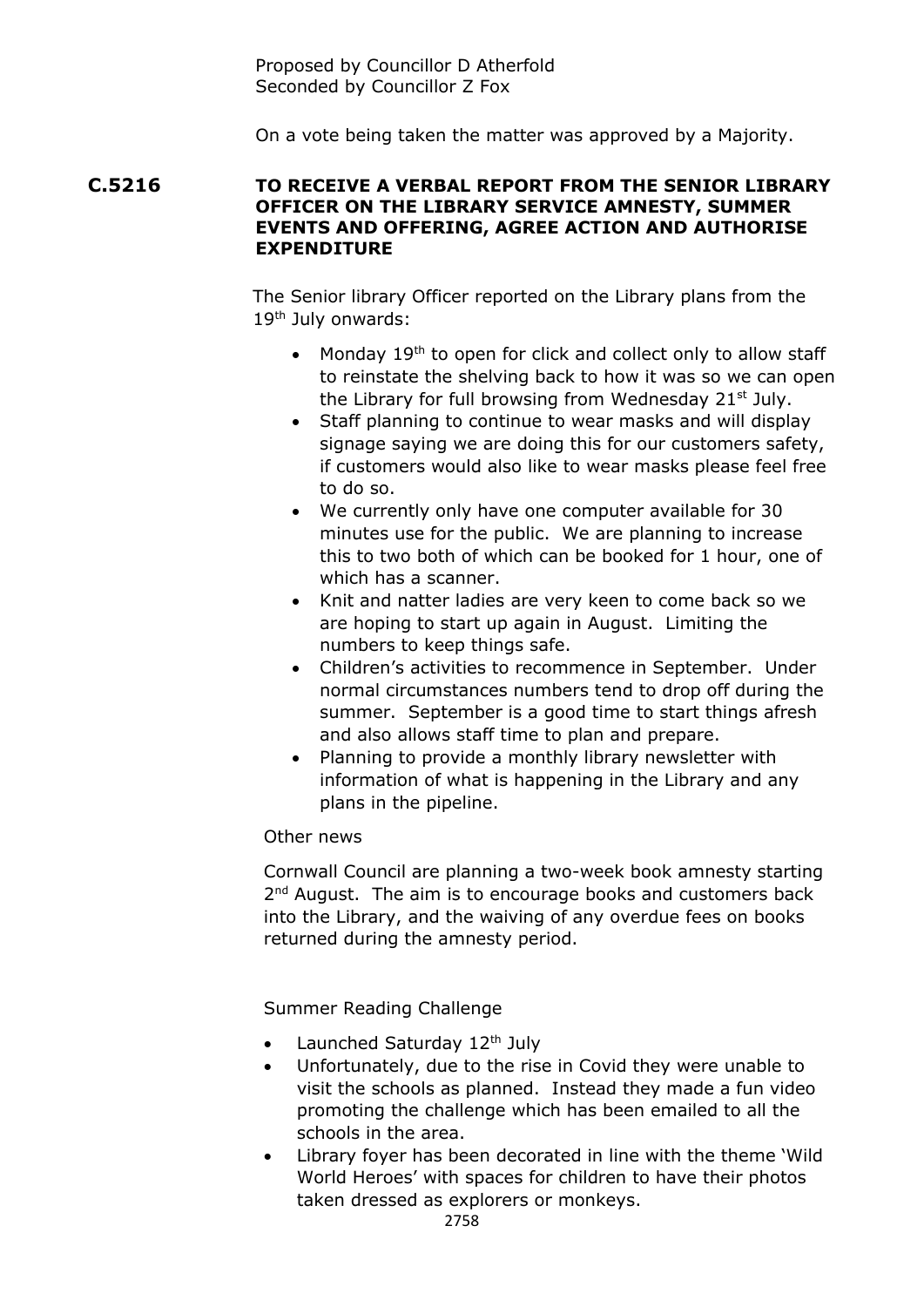Proposed by Councillor D Atherfold
Seconded by Councillor Z Fox

On a vote being taken the matter was approved by a Majority.

**C.5216 TO RECEIVE A VERBAL REPORT FROM THE SENIOR LIBRARY OFFICER ON THE LIBRARY SERVICE AMNESTY, SUMMER EVENTS AND OFFERING, AGREE ACTION AND AUTHORISE EXPENDITURE**

The Senior library Officer reported on the Library plans from the 19th July onwards:

- Monday 19th to open for click and collect only to allow staff to reinstate the shelving back to how it was so we can open the Library for full browsing from Wednesday 21st July.
- Staff planning to continue to wear masks and will display signage saying we are doing this for our customers safety, if customers would also like to wear masks please feel free to do so.
- We currently only have one computer available for 30 minutes use for the public. We are planning to increase this to two both of which can be booked for 1 hour, one of which has a scanner.
- Knit and natter ladies are very keen to come back so we are hoping to start up again in August. Limiting the numbers to keep things safe.
- Children's activities to recommence in September. Under normal circumstances numbers tend to drop off during the summer. September is a good time to start things afresh and also allows staff time to plan and prepare.
- Planning to provide a monthly library newsletter with information of what is happening in the Library and any plans in the pipeline.

Other news

Cornwall Council are planning a two-week book amnesty starting 2nd August. The aim is to encourage books and customers back into the Library, and the waiving of any overdue fees on books returned during the amnesty period.

Summer Reading Challenge

- Launched Saturday 12th July
- Unfortunately, due to the rise in Covid they were unable to visit the schools as planned. Instead they made a fun video promoting the challenge which has been emailed to all the schools in the area.
- Library foyer has been decorated in line with the theme 'Wild World Heroes' with spaces for children to have their photos taken dressed as explorers or monkeys.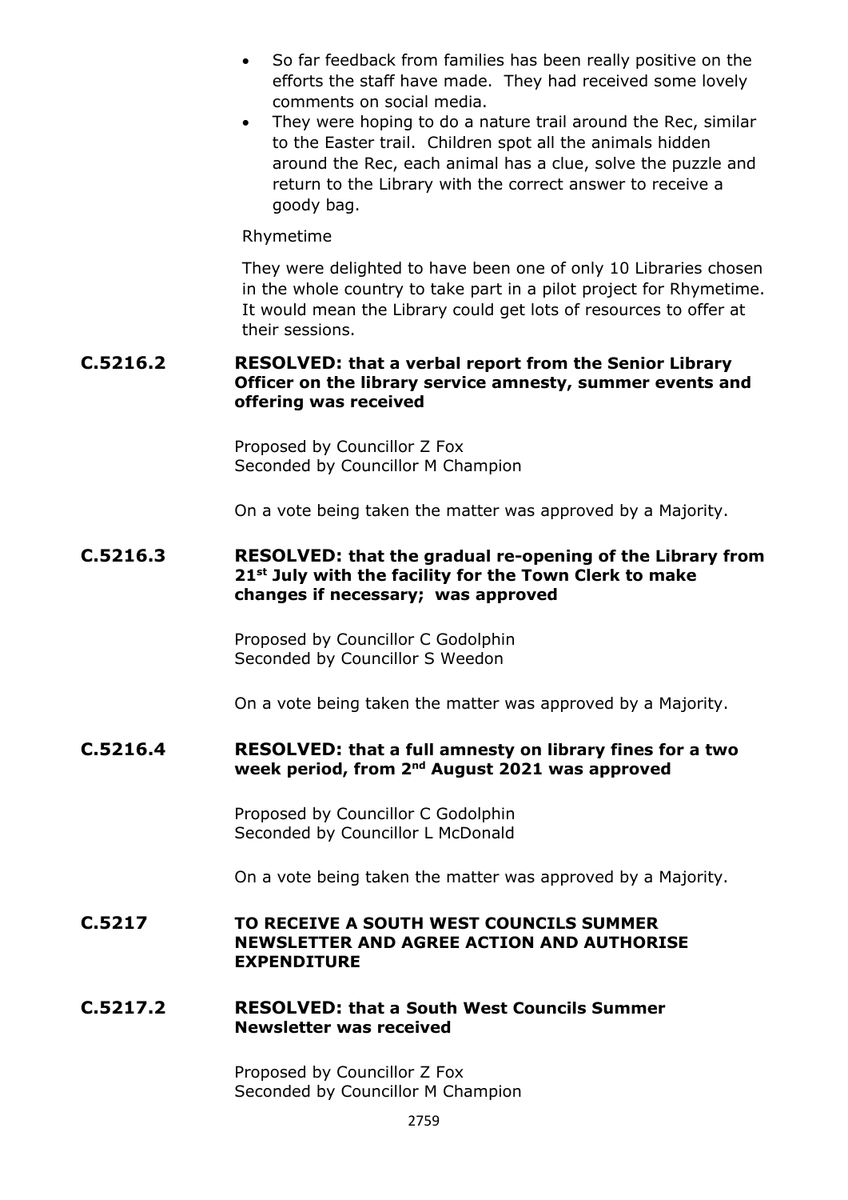- So far feedback from families has been really positive on the efforts the staff have made. They had received some lovely comments on social media.
- They were hoping to do a nature trail around the Rec, similar to the Easter trail. Children spot all the animals hidden around the Rec, each animal has a clue, solve the puzzle and return to the Library with the correct answer to receive a goody bag.

Rhymetime

They were delighted to have been one of only 10 Libraries chosen in the whole country to take part in a pilot project for Rhymetime. It would mean the Library could get lots of resources to offer at their sessions.

**C.5216.2 RESOLVED: that a verbal report from the Senior Library Officer on the library service amnesty, summer events and offering was received**

Proposed by Councillor Z Fox
Seconded by Councillor M Champion

On a vote being taken the matter was approved by a Majority.

**C.5216.3 RESOLVED: that the gradual re-opening of the Library from 21st July with the facility for the Town Clerk to make changes if necessary; was approved**

Proposed by Councillor C Godolphin
Seconded by Councillor S Weedon

On a vote being taken the matter was approved by a Majority.

**C.5216.4 RESOLVED: that a full amnesty on library fines for a two week period, from 2nd August 2021 was approved**

Proposed by Councillor C Godolphin
Seconded by Councillor L McDonald

On a vote being taken the matter was approved by a Majority.

## C.5217 TO RECEIVE A SOUTH WEST COUNCILS SUMMER NEWSLETTER AND AGREE ACTION AND AUTHORISE EXPENDITURE

**C.5217.2 RESOLVED: that a South West Councils Summer Newsletter was received**

Proposed by Councillor Z Fox
Seconded by Councillor M Champion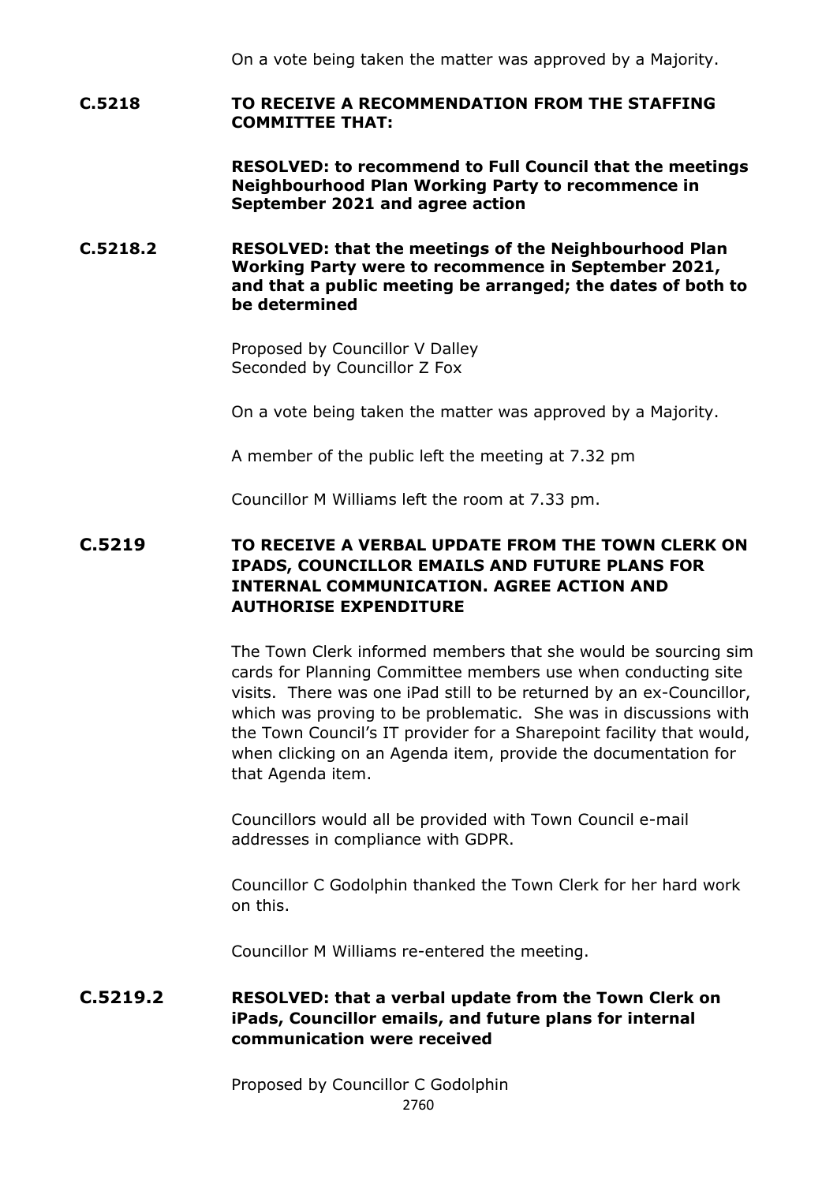On a vote being taken the matter was approved by a Majority.

**C.5218 TO RECEIVE A RECOMMENDATION FROM THE STAFFING COMMITTEE THAT:**

**RESOLVED: to recommend to Full Council that the meetings Neighbourhood Plan Working Party to recommence in September 2021 and agree action**

**C.5218.2 RESOLVED: that the meetings of the Neighbourhood Plan Working Party were to recommence in September 2021, and that a public meeting be arranged; the dates of both to be determined**

Proposed by Councillor V Dalley
Seconded by Councillor Z Fox

On a vote being taken the matter was approved by a Majority.

A member of the public left the meeting at 7.32 pm

Councillor M Williams left the room at 7.33 pm.

**C.5219 TO RECEIVE A VERBAL UPDATE FROM THE TOWN CLERK ON IPADS, COUNCILLOR EMAILS AND FUTURE PLANS FOR INTERNAL COMMUNICATION. AGREE ACTION AND AUTHORISE EXPENDITURE**

The Town Clerk informed members that she would be sourcing sim cards for Planning Committee members use when conducting site visits. There was one iPad still to be returned by an ex-Councillor, which was proving to be problematic. She was in discussions with the Town Council's IT provider for a Sharepoint facility that would, when clicking on an Agenda item, provide the documentation for that Agenda item.

Councillors would all be provided with Town Council e-mail addresses in compliance with GDPR.

Councillor C Godolphin thanked the Town Clerk for her hard work on this.

Councillor M Williams re-entered the meeting.

**C.5219.2 RESOLVED: that a verbal update from the Town Clerk on iPads, Councillor emails, and future plans for internal communication were received**

Proposed by Councillor C Godolphin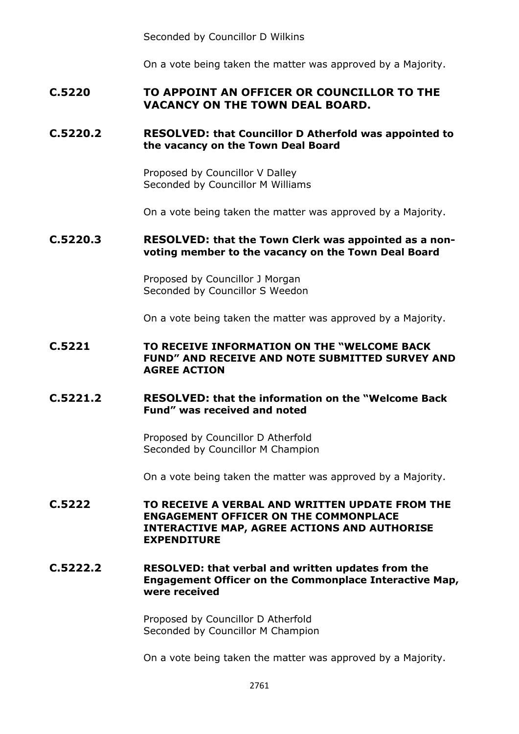Seconded by Councillor D Wilkins

On a vote being taken the matter was approved by a Majority.

**C.5220 TO APPOINT AN OFFICER OR COUNCILLOR TO THE VACANCY ON THE TOWN DEAL BOARD.**

**C.5220.2 RESOLVED: that Councillor D Atherfold was appointed to the vacancy on the Town Deal Board**

Proposed by Councillor V Dalley
Seconded by Councillor M Williams

On a vote being taken the matter was approved by a Majority.

**C.5220.3 RESOLVED: that the Town Clerk was appointed as a non-voting member to the vacancy on the Town Deal Board**

Proposed by Councillor J Morgan
Seconded by Councillor S Weedon

On a vote being taken the matter was approved by a Majority.

**C.5221 TO RECEIVE INFORMATION ON THE "WELCOME BACK FUND" AND RECEIVE AND NOTE SUBMITTED SURVEY AND AGREE ACTION**

**C.5221.2 RESOLVED: that the information on the "Welcome Back Fund" was received and noted**

Proposed by Councillor D Atherfold
Seconded by Councillor M Champion

On a vote being taken the matter was approved by a Majority.

**C.5222 TO RECEIVE A VERBAL AND WRITTEN UPDATE FROM THE ENGAGEMENT OFFICER ON THE COMMONPLACE INTERACTIVE MAP, AGREE ACTIONS AND AUTHORISE EXPENDITURE**

**C.5222.2 RESOLVED: that verbal and written updates from the Engagement Officer on the Commonplace Interactive Map, were received**

Proposed by Councillor D Atherfold
Seconded by Councillor M Champion

On a vote being taken the matter was approved by a Majority.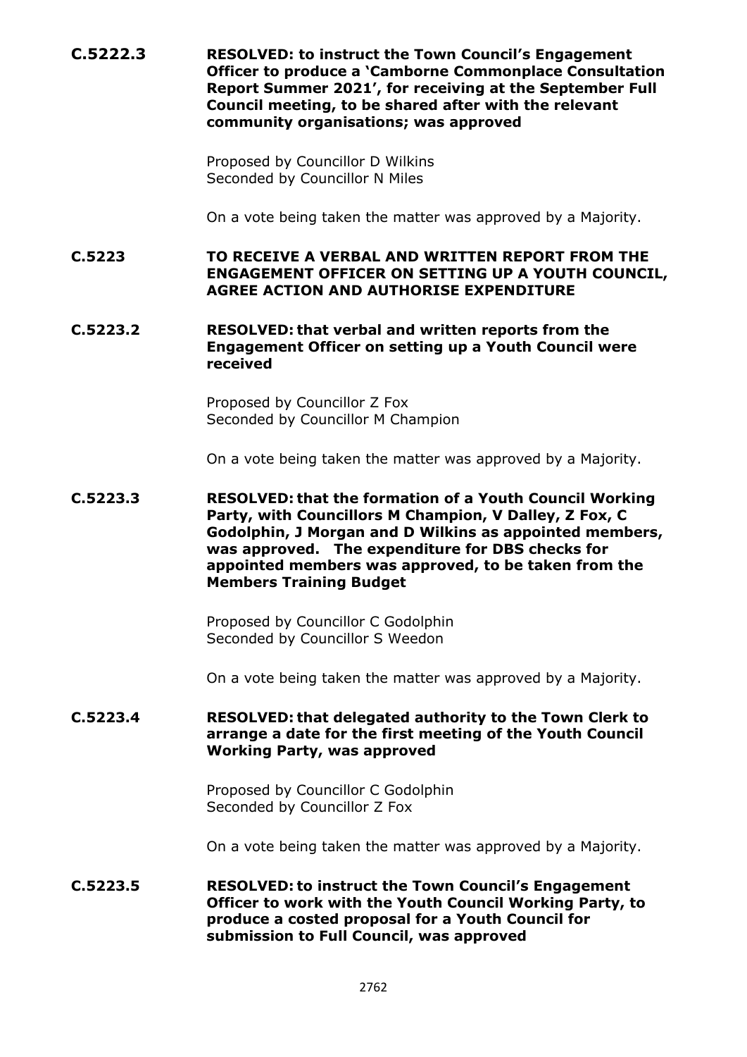**C.5222.3** **RESOLVED: to instruct the Town Council's Engagement Officer to produce a 'Camborne Commonplace Consultation Report Summer 2021', for receiving at the September Full Council meeting, to be shared after with the relevant community organisations; was approved**

Proposed by Councillor D Wilkins
Seconded by Councillor N Miles

On a vote being taken the matter was approved by a Majority.

**C.5223** **TO RECEIVE A VERBAL AND WRITTEN REPORT FROM THE ENGAGEMENT OFFICER ON SETTING UP A YOUTH COUNCIL, AGREE ACTION AND AUTHORISE EXPENDITURE**

**C.5223.2** **RESOLVED: that verbal and written reports from the Engagement Officer on setting up a Youth Council were received**

Proposed by Councillor Z Fox
Seconded by Councillor M Champion

On a vote being taken the matter was approved by a Majority.

**C.5223.3** **RESOLVED: that the formation of a Youth Council Working Party, with Councillors M Champion, V Dalley, Z Fox, C Godolphin, J Morgan and D Wilkins as appointed members, was approved. The expenditure for DBS checks for appointed members was approved, to be taken from the Members Training Budget**

Proposed by Councillor C Godolphin
Seconded by Councillor S Weedon

On a vote being taken the matter was approved by a Majority.

**C.5223.4** **RESOLVED: that delegated authority to the Town Clerk to arrange a date for the first meeting of the Youth Council Working Party, was approved**

Proposed by Councillor C Godolphin
Seconded by Councillor Z Fox

On a vote being taken the matter was approved by a Majority.

**C.5223.5** **RESOLVED: to instruct the Town Council's Engagement Officer to work with the Youth Council Working Party, to produce a costed proposal for a Youth Council for submission to Full Council, was approved**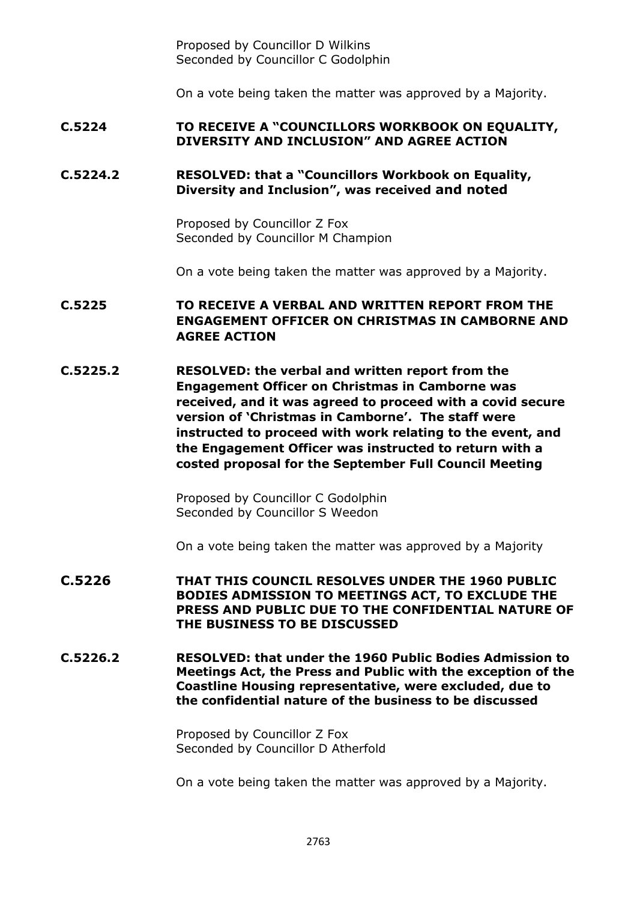Proposed by Councillor D Wilkins
Seconded by Councillor C Godolphin

On a vote being taken the matter was approved by a Majority.

**C.5224 TO RECEIVE A "COUNCILLORS WORKBOOK ON EQUALITY, DIVERSITY AND INCLUSION" AND AGREE ACTION**

**C.5224.2 RESOLVED: that a "Councillors Workbook on Equality, Diversity and Inclusion", was received and noted**

Proposed by Councillor Z Fox
Seconded by Councillor M Champion

On a vote being taken the matter was approved by a Majority.

**C.5225 TO RECEIVE A VERBAL AND WRITTEN REPORT FROM THE ENGAGEMENT OFFICER ON CHRISTMAS IN CAMBORNE AND AGREE ACTION**

**C.5225.2 RESOLVED: the verbal and written report from the Engagement Officer on Christmas in Camborne was received, and it was agreed to proceed with a covid secure version of 'Christmas in Camborne'. The staff were instructed to proceed with work relating to the event, and the Engagement Officer was instructed to return with a costed proposal for the September Full Council Meeting**

Proposed by Councillor C Godolphin
Seconded by Councillor S Weedon

On a vote being taken the matter was approved by a Majority

**C.5226 THAT THIS COUNCIL RESOLVES UNDER THE 1960 PUBLIC BODIES ADMISSION TO MEETINGS ACT, TO EXCLUDE THE PRESS AND PUBLIC DUE TO THE CONFIDENTIAL NATURE OF THE BUSINESS TO BE DISCUSSED**

**C.5226.2 RESOLVED: that under the 1960 Public Bodies Admission to Meetings Act, the Press and Public with the exception of the Coastline Housing representative, were excluded, due to the confidential nature of the business to be discussed**

Proposed by Councillor Z Fox
Seconded by Councillor D Atherfold

On a vote being taken the matter was approved by a Majority.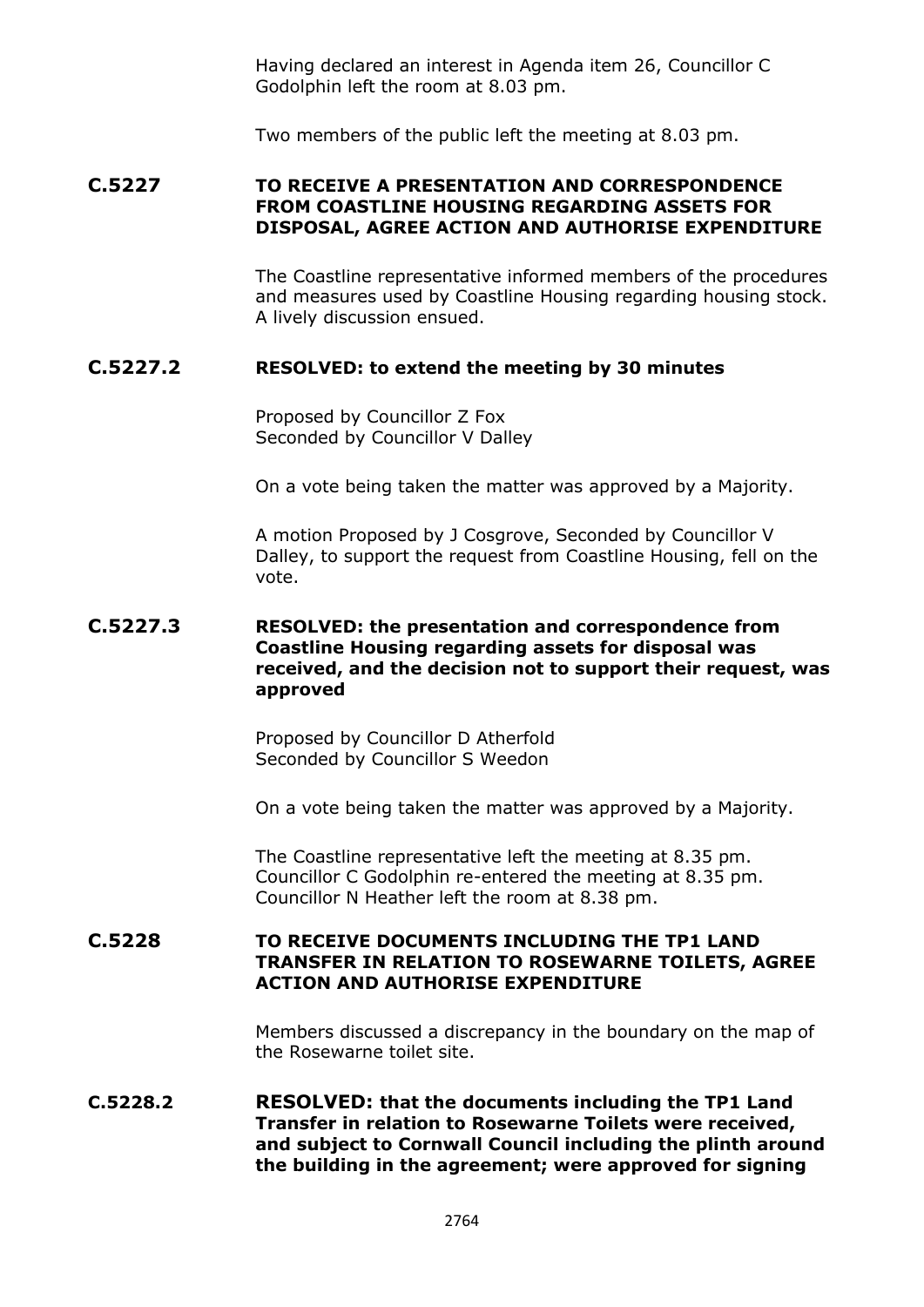Having declared an interest in Agenda item 26, Councillor C Godolphin left the room at 8.03 pm.

Two members of the public left the meeting at 8.03 pm.

## C.5227 TO RECEIVE A PRESENTATION AND CORRESPONDENCE FROM COASTLINE HOUSING REGARDING ASSETS FOR DISPOSAL, AGREE ACTION AND AUTHORISE EXPENDITURE

The Coastline representative informed members of the procedures and measures used by Coastline Housing regarding housing stock. A lively discussion ensued.

### C.5227.2 RESOLVED: to extend the meeting by 30 minutes

Proposed by Councillor Z Fox
Seconded by Councillor V Dalley

On a vote being taken the matter was approved by a Majority.

A motion Proposed by J Cosgrove, Seconded by Councillor V Dalley, to support the request from Coastline Housing, fell on the vote.

### C.5227.3 RESOLVED: the presentation and correspondence from Coastline Housing regarding assets for disposal was received, and the decision not to support their request, was approved

Proposed by Councillor D Atherfold
Seconded by Councillor S Weedon

On a vote being taken the matter was approved by a Majority.

The Coastline representative left the meeting at 8.35 pm.
Councillor C Godolphin re-entered the meeting at 8.35 pm.
Councillor N Heather left the room at 8.38 pm.

## C.5228 TO RECEIVE DOCUMENTS INCLUDING THE TP1 LAND TRANSFER IN RELATION TO ROSEWARNE TOILETS, AGREE ACTION AND AUTHORISE EXPENDITURE

Members discussed a discrepancy in the boundary on the map of the Rosewarne toilet site.

### C.5228.2 RESOLVED: that the documents including the TP1 Land Transfer in relation to Rosewarne Toilets were received, and subject to Cornwall Council including the plinth around the building in the agreement; were approved for signing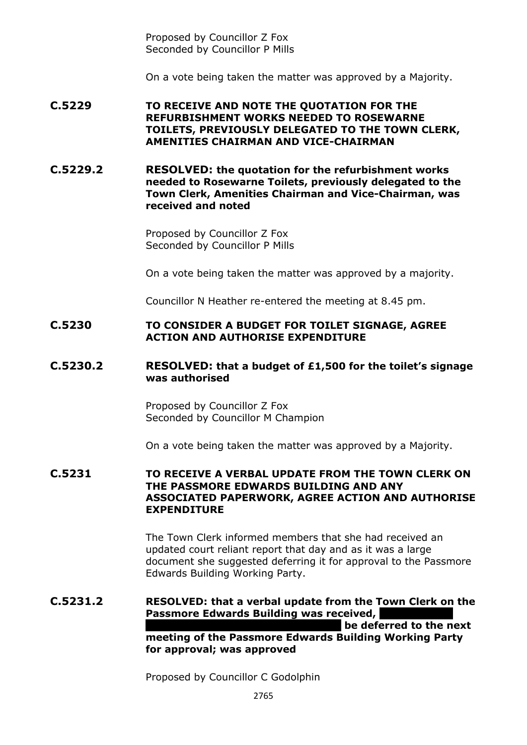Proposed by Councillor Z Fox
Seconded by Councillor P Mills

On a vote being taken the matter was approved by a Majority.

**C.5229 TO RECEIVE AND NOTE THE QUOTATION FOR THE REFURBISHMENT WORKS NEEDED TO ROSEWARNE TOILETS, PREVIOUSLY DELEGATED TO THE TOWN CLERK, AMENITIES CHAIRMAN AND VICE-CHAIRMAN**

**C.5229.2 RESOLVED: the quotation for the refurbishment works needed to Rosewarne Toilets, previously delegated to the Town Clerk, Amenities Chairman and Vice-Chairman, was received and noted**

Proposed by Councillor Z Fox
Seconded by Councillor P Mills

On a vote being taken the matter was approved by a majority.

Councillor N Heather re-entered the meeting at 8.45 pm.

**C.5230 TO CONSIDER A BUDGET FOR TOILET SIGNAGE, AGREE ACTION AND AUTHORISE EXPENDITURE**

**C.5230.2 RESOLVED: that a budget of £1,500 for the toilet's signage was authorised**

Proposed by Councillor Z Fox
Seconded by Councillor M Champion

On a vote being taken the matter was approved by a Majority.

**C.5231 TO RECEIVE A VERBAL UPDATE FROM THE TOWN CLERK ON THE PASSMORE EDWARDS BUILDING AND ANY ASSOCIATED PAPERWORK, AGREE ACTION AND AUTHORISE EXPENDITURE**

The Town Clerk informed members that she had received an updated court reliant report that day and as it was a large document she suggested deferring it for approval to the Passmore Edwards Building Working Party.

**C.5231.2 RESOLVED: that a verbal update from the Town Clerk on the Passmore Edwards Building was received, [REDACTED] be deferred to the next meeting of the Passmore Edwards Building Working Party for approval; was approved**

Proposed by Councillor C Godolphin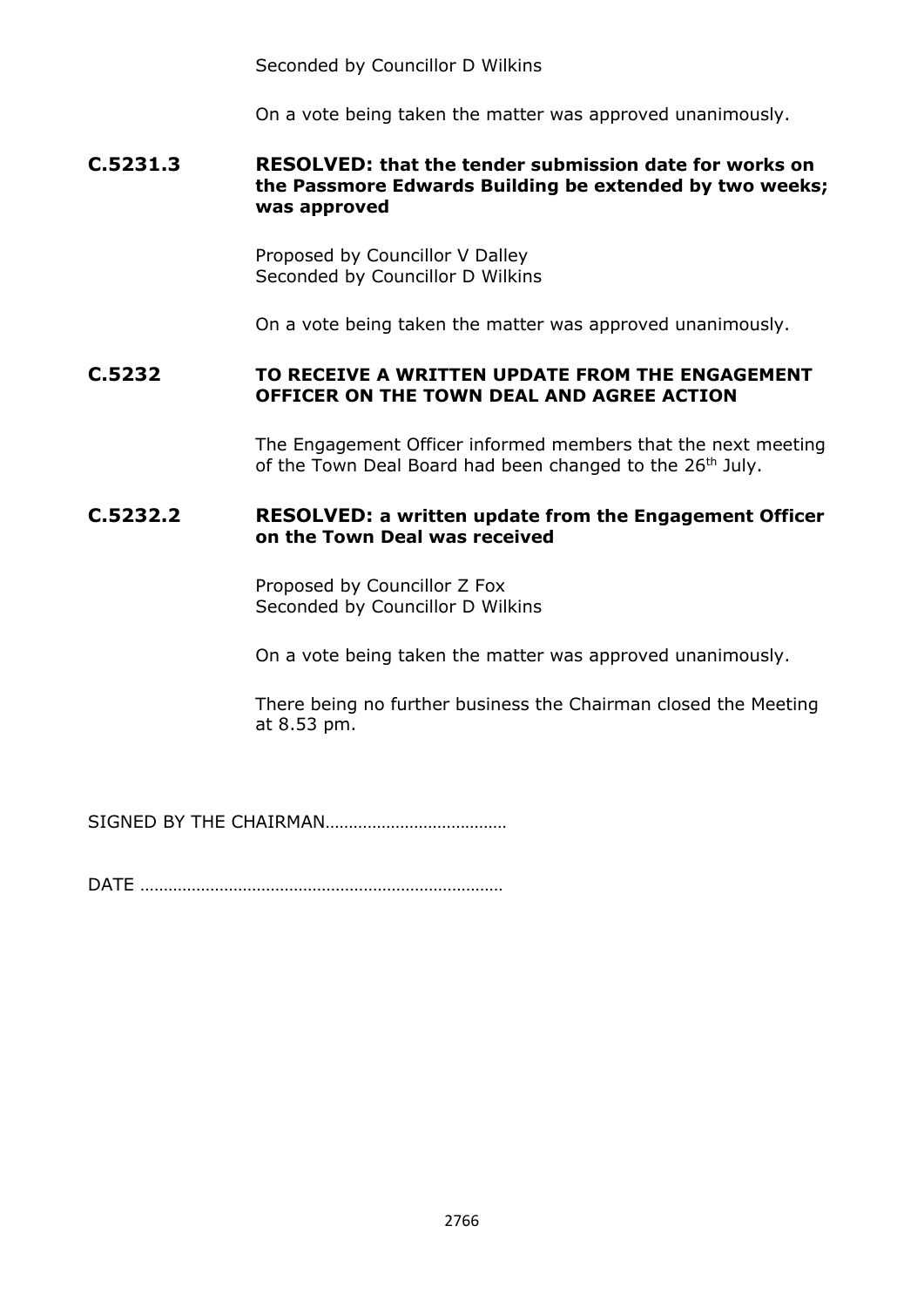Seconded by Councillor D Wilkins

On a vote being taken the matter was approved unanimously.

**C.5231.3 RESOLVED: that the tender submission date for works on the Passmore Edwards Building be extended by two weeks; was approved**

Proposed by Councillor V Dalley
Seconded by Councillor D Wilkins

On a vote being taken the matter was approved unanimously.

**C.5232 TO RECEIVE A WRITTEN UPDATE FROM THE ENGAGEMENT OFFICER ON THE TOWN DEAL AND AGREE ACTION**

The Engagement Officer informed members that the next meeting of the Town Deal Board had been changed to the 26th July.

**C.5232.2 RESOLVED: a written update from the Engagement Officer on the Town Deal was received**

Proposed by Councillor Z Fox
Seconded by Councillor D Wilkins

On a vote being taken the matter was approved unanimously.

There being no further business the Chairman closed the Meeting at 8.53 pm.

SIGNED BY THE CHAIRMAN…………………………………

DATE ……………………………………………………………………